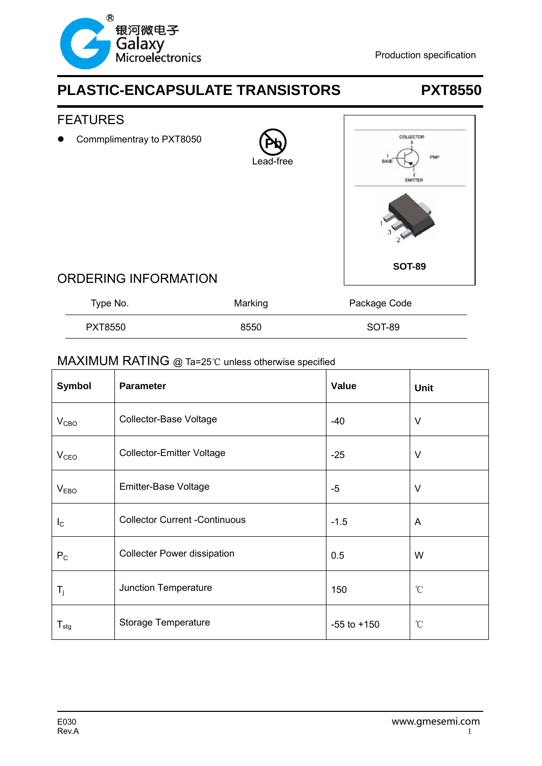Production specification

# PLASTIC-ENCAPSULATE TRANSISTORS PXT8550

## FEATURES

- Commplimentray to PXT8050

Lead-free

COLLECTOR 3
1 BASE
PNP
2 EMITTER

SOT-89

## ORDERING INFORMATION

| Type No. | Marking | Package Code |
|---|---|---|
| PXT8550 | 8550 | SOT-89 |

## MAXIMUM RATING @ Ta=25℃ unless otherwise specified

| Symbol | Parameter | Value | Unit |
|---|---|---|---|
| $V_{CBO}$ | Collector-Base Voltage | -40 | V |
| $V_{CEO}$ | Collector-Emitter Voltage | -25 | V |
| $V_{EBO}$ | Emitter-Base Voltage | -5 | V |
| $I_C$ | Collector Current -Continuous | -1.5 | A |
| $P_C$ | Collecter Power dissipation | 0.5 | W |
| $T_j$ | Junction Temperature | 150 | ℃ |
| $T_{stg}$ | Storage Temperature | -55 to +150 | ℃ |

E030
Rev.A

www.gmesemi.com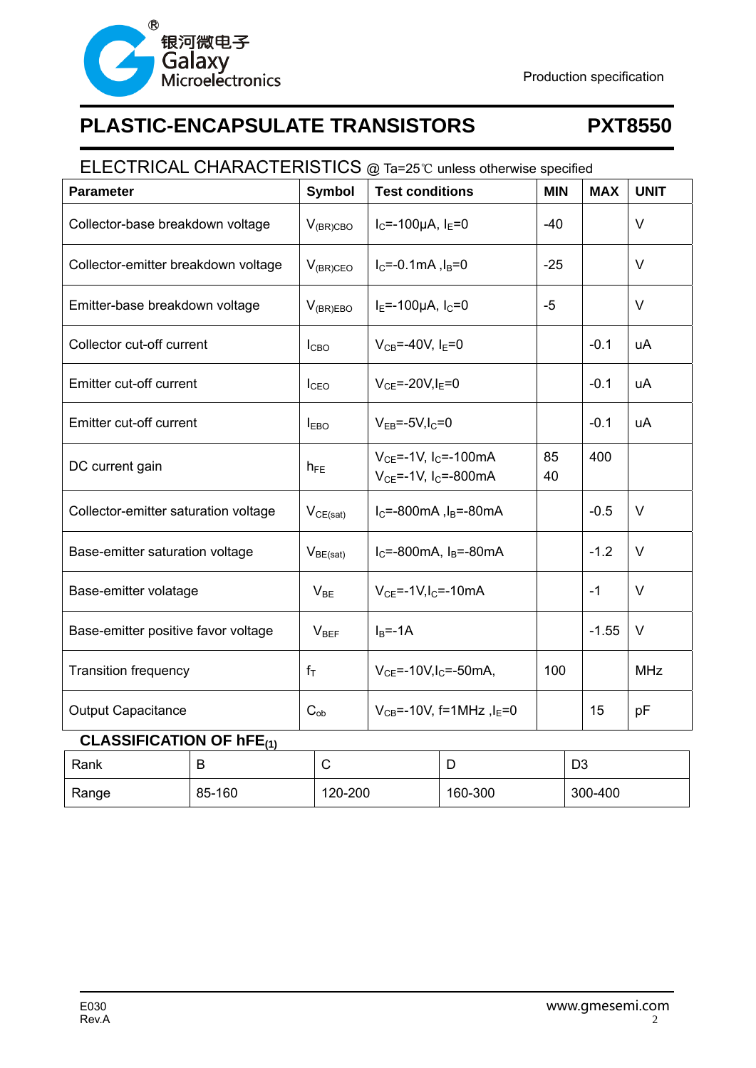# PLASTIC-ENCAPSULATE TRANSISTORS — PXT8550

## ELECTRICAL CHARACTERISTICS @ Ta=25℃ unless otherwise specified

| Parameter | Symbol | Test conditions | MIN | MAX | UNIT |
|---|---|---|---|---|---|
| Collector-base breakdown voltage | $V_{(BR)CBO}$ | $I_C$=-100μA, $I_E$=0 | -40 | | V |
| Collector-emitter breakdown voltage | $V_{(BR)CEO}$ | $I_C$=-0.1mA ,$I_B$=0 | -25 | | V |
| Emitter-base breakdown voltage | $V_{(BR)EBO}$ | $I_E$=-100μA, $I_C$=0 | -5 | | V |
| Collector cut-off current | $I_{CBO}$ | $V_{CB}$=-40V, $I_E$=0 | | -0.1 | uA |
| Emitter cut-off current | $I_{CEO}$ | $V_{CE}$=-20V,$I_E$=0 | | -0.1 | uA |
| Emitter cut-off current | $I_{EBO}$ | $V_{EB}$=-5V,$I_C$=0 | | -0.1 | uA |
| DC current gain | $h_{FE}$ | $V_{CE}$=-1V, $I_C$=-100mA<br>$V_{CE}$=-1V, $I_C$=-800mA | 85<br>40 | 400 | |
| Collector-emitter saturation voltage | $V_{CE(sat)}$ | $I_C$=-800mA ,$I_B$=-80mA | | -0.5 | V |
| Base-emitter saturation voltage | $V_{BE(sat)}$ | $I_C$=-800mA, $I_B$=-80mA | | -1.2 | V |
| Base-emitter volatage | $V_{BE}$ | $V_{CE}$=-1V,$I_C$=-10mA | | -1 | V |
| Base-emitter positive favor voltage | $V_{BEF}$ | $I_B$=-1A | | -1.55 | V |
| Transition frequency | $f_T$ | $V_{CE}$=-10V,$I_C$=-50mA, | 100 | | MHz |
| Output Capacitance | $C_{ob}$ | $V_{CB}$=-10V, f=1MHz ,$I_E$=0 | | 15 | pF |

## CLASSIFICATION OF $hFE_{(1)}$

| Rank | B | C | D | D3 |
|---|---|---|---|---|
| Range | 85-160 | 120-200 | 160-300 | 300-400 |

E030
Rev.A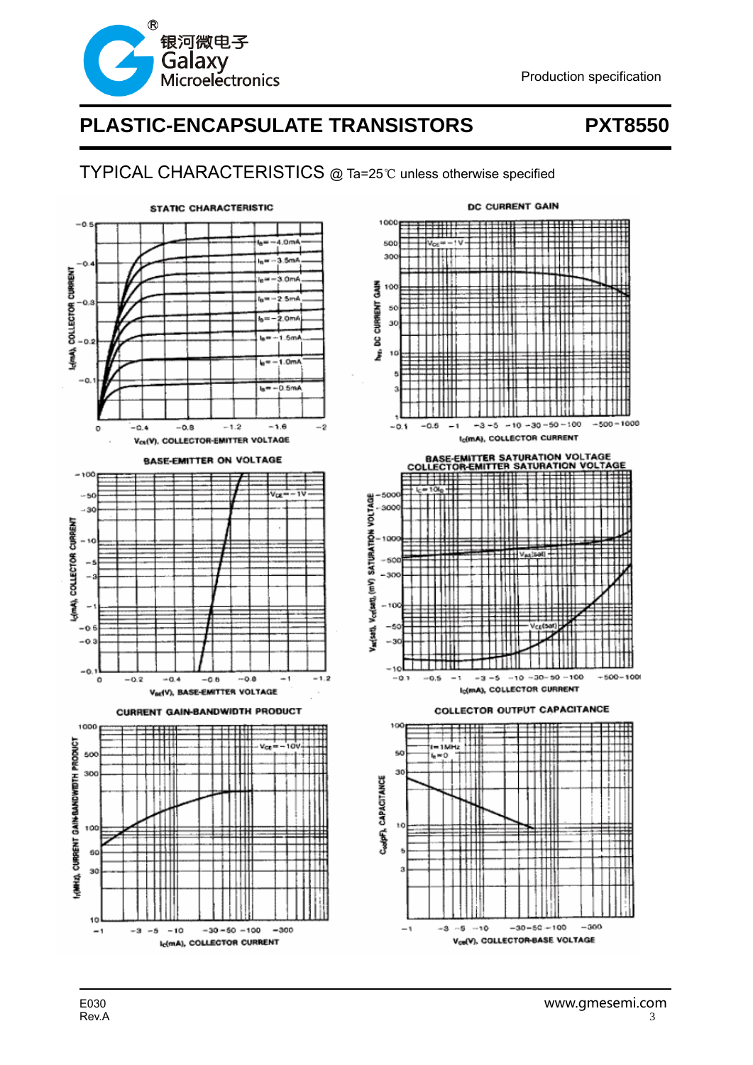# PLASTIC-ENCAPSULATE TRANSISTORS PXT8550

## TYPICAL CHARACTERISTICS @ Ta=25℃ unless otherwise specified

STATIC CHARACTERISTIC

$I_C$(mA), COLLECTOR CURRENT

$I_B$=−4.0mA, $I_B$=−3.5mA, $I_B$=−3.0mA, $I_B$=−2.5mA, $I_B$=−2.0mA, $I_B$=−1.5mA, $I_B$=−1.0mA, $I_B$=−0.5mA

$V_{CE}$(V), COLLECTOR-EMITTER VOLTAGE

DC CURRENT GAIN

$V_{CE}$=−1V

$h_{FE}$, DC CURRENT GAIN

$I_C$(mA), COLLECTOR CURRENT

BASE-EMITTER ON VOLTAGE

$V_{CE}$=−1V

$I_C$(mA), COLLECTOR CURRENT

$V_{BE}$(V), BASE-EMITTER VOLTAGE

BASE-EMITTER SATURATION VOLTAGE
COLLECTOR-EMITTER SATURATION VOLTAGE

$I_C$=10$I_B$

$V_{BE}$(sat)

$V_{CE}$(sat)

$V_{BE}$(sat), $V_{CE}$(sat), (mV) SATURATION VOLTAGE

$I_C$(mA), COLLECTOR CURRENT

CURRENT GAIN-BANDWIDTH PRODUCT

$V_{CE}$=−10V

$f_T$(MHz), CURRENT GAIN-BANDWIDTH PRODUCT

$I_C$(mA), COLLECTOR CURRENT

COLLECTOR OUTPUT CAPACITANCE

f=1MHz
$I_E$=0

$C_{ob}$(pF), CAPACITANCE

$V_{CB}$(V), COLLECTOR-BASE VOLTAGE

E030
Rev.A

www.gmesemi.com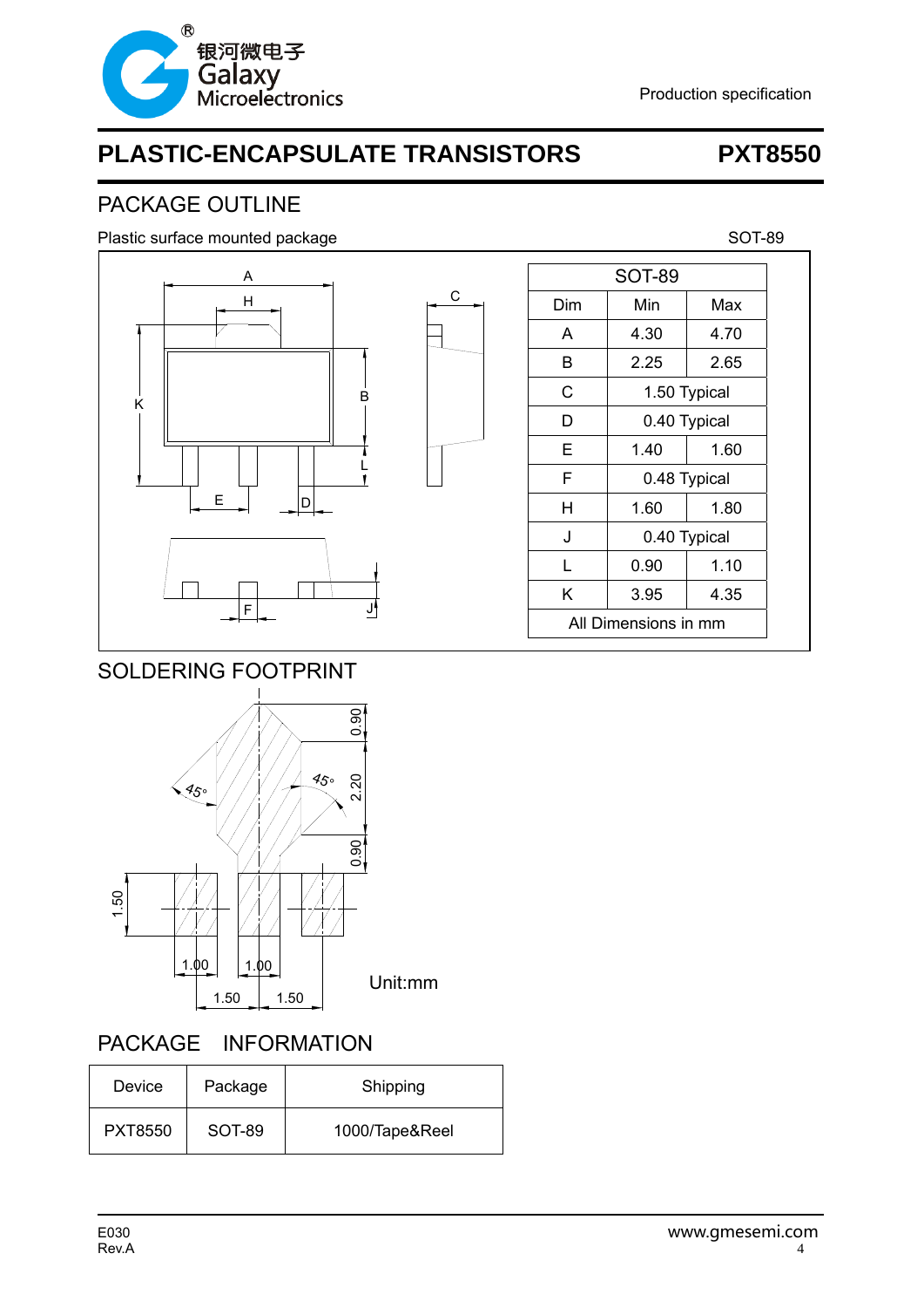Production specification

# PLASTIC-ENCAPSULATE TRANSISTORS PXT8550

## PACKAGE OUTLINE

Plastic surface mounted package SOT-89

A
H
C
K
B
L
E
D
F
J

| SOT-89 | | |
|---|---|---|
| Dim | Min | Max |
| A | 4.30 | 4.70 |
| B | 2.25 | 2.65 |
| C | 1.50 Typical | |
| D | 0.40 Typical | |
| E | 1.40 | 1.60 |
| F | 0.48 Typical | |
| H | 1.60 | 1.80 |
| J | 0.40 Typical | |
| L | 0.90 | 1.10 |
| K | 3.95 | 4.35 |
| All Dimensions in mm | | |

## SOLDERING FOOTPRINT

0.90
2.20
0.90
45°
45°
1.50
1.00
1.00
1.50
1.50

Unit:mm

## PACKAGE INFORMATION

| Device | Package | Shipping |
|---|---|---|
| PXT8550 | SOT-89 | 1000/Tape&Reel |

E030
Rev.A

www.gmesemi.com